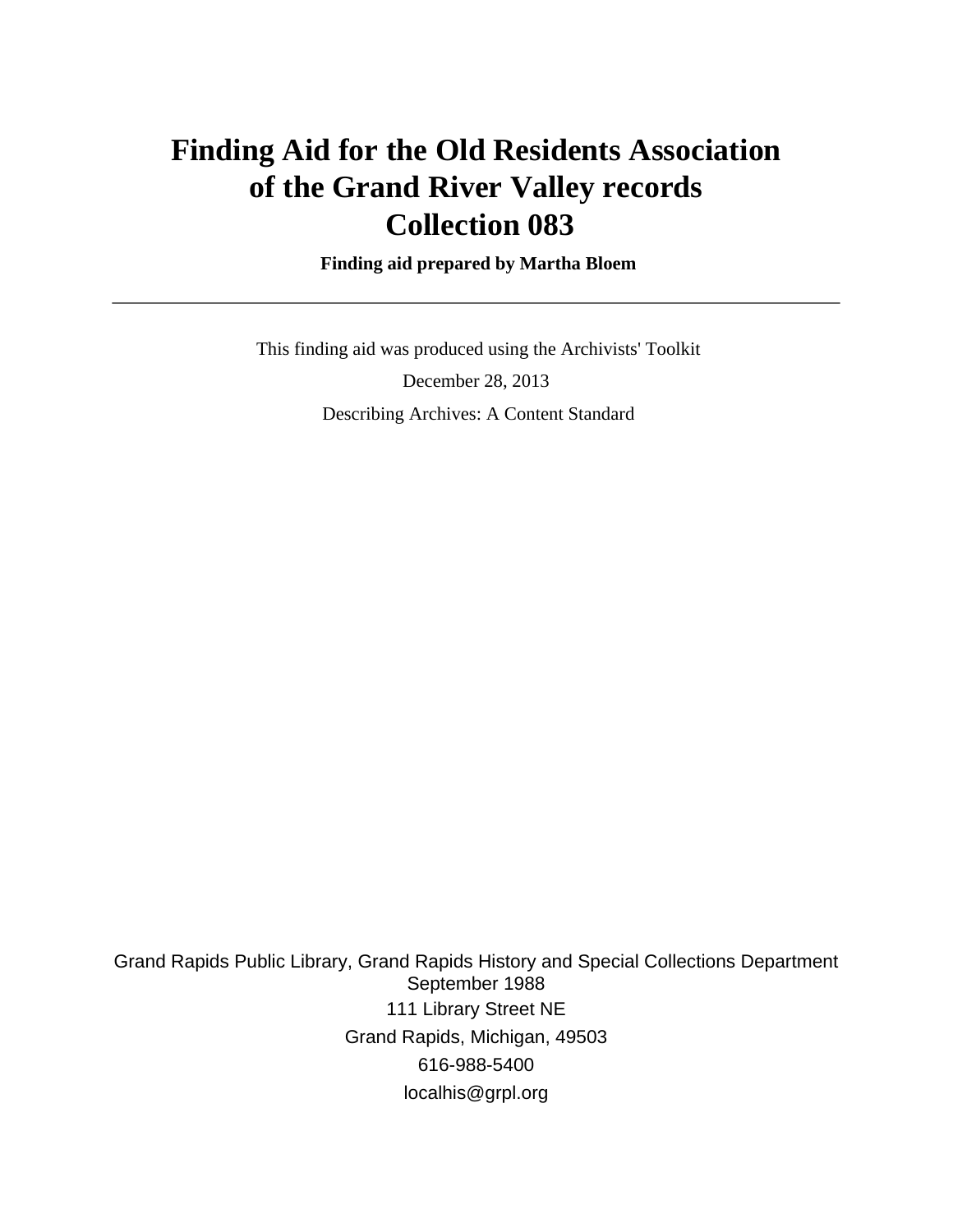# Finding Aid for the Old Residents Association of the Grand River Valley records Collection 083

**Finding aid prepared by Martha Bloem**

---

This finding aid was produced using the Archivists' Toolkit

December 28, 2013

Describing Archives: A Content Standard

Grand Rapids Public Library, Grand Rapids History and Special Collections Department
September 1988
111 Library Street NE
Grand Rapids, Michigan, 49503
616-988-5400
localhis@grpl.org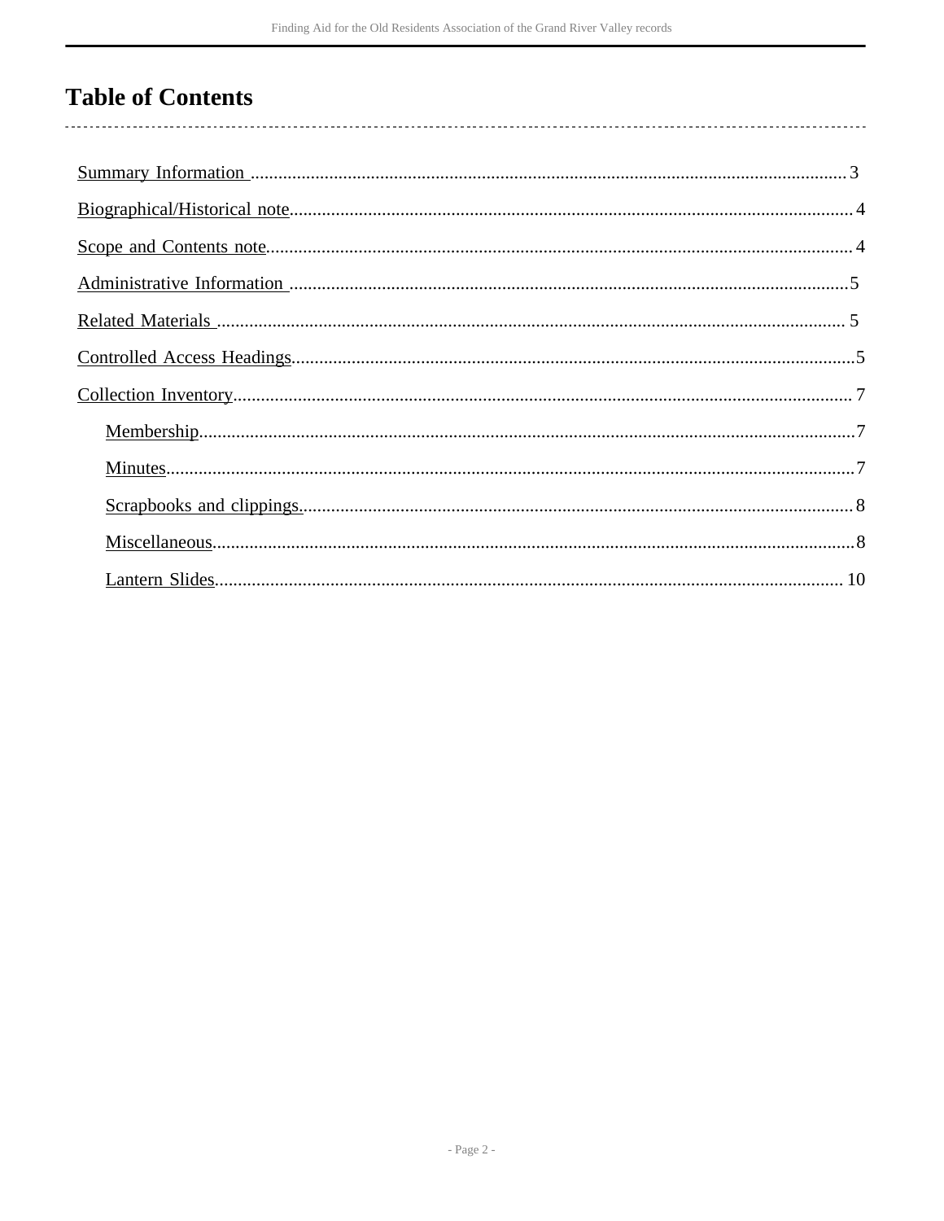# Table of Contents

- Summary Information ........................................ 3
- Biographical/Historical note ........................................ 4
- Scope and Contents note ........................................ 4
- Administrative Information ........................................ 5
- Related Materials ........................................ 5
- Controlled Access Headings ........................................ 5
- Collection Inventory ........................................ 7
  - Membership ........................................ 7
  - Minutes ........................................ 7
  - Scrapbooks and clippings ........................................ 8
  - Miscellaneous ........................................ 8
  - Lantern Slides ........................................ 10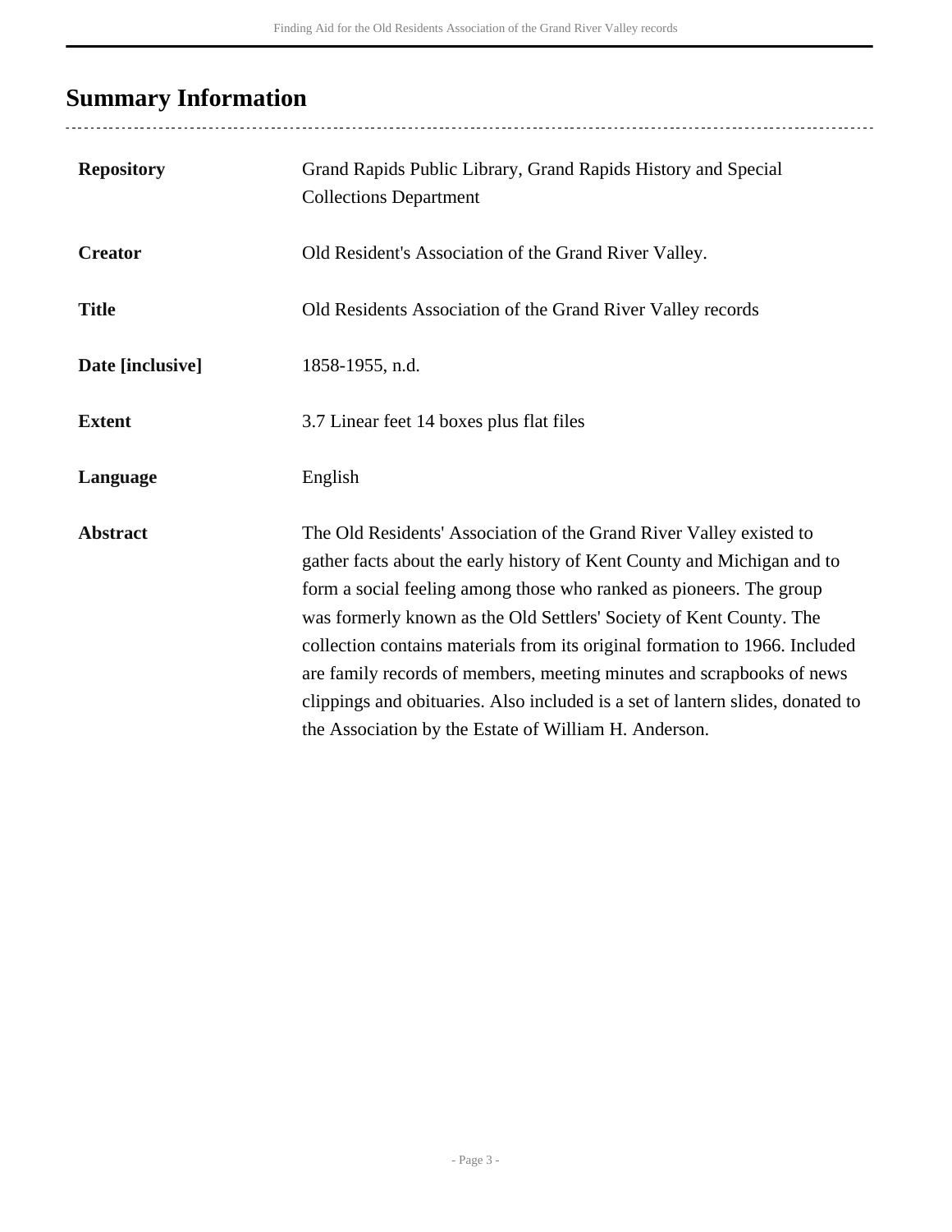## Summary Information

| | |
|---|---|
| **Repository** | Grand Rapids Public Library, Grand Rapids History and Special Collections Department |
| **Creator** | Old Resident's Association of the Grand River Valley. |
| **Title** | Old Residents Association of the Grand River Valley records |
| **Date [inclusive]** | 1858-1955, n.d. |
| **Extent** | 3.7 Linear feet 14 boxes plus flat files |
| **Language** | English |
| **Abstract** | The Old Residents' Association of the Grand River Valley existed to gather facts about the early history of Kent County and Michigan and to form a social feeling among those who ranked as pioneers. The group was formerly known as the Old Settlers' Society of Kent County. The collection contains materials from its original formation to 1966. Included are family records of members, meeting minutes and scrapbooks of news clippings and obituaries. Also included is a set of lantern slides, donated to the Association by the Estate of William H. Anderson. |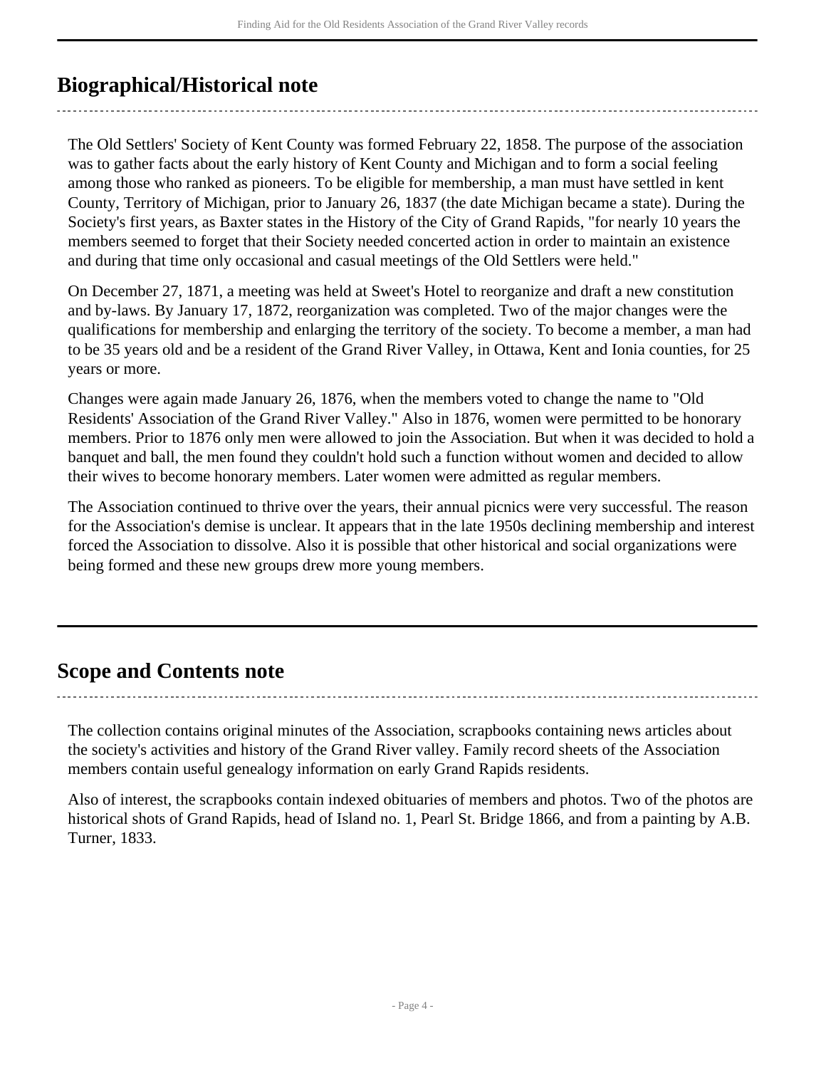## Biographical/Historical note

The Old Settlers' Society of Kent County was formed February 22, 1858. The purpose of the association was to gather facts about the early history of Kent County and Michigan and to form a social feeling among those who ranked as pioneers. To be eligible for membership, a man must have settled in kent County, Territory of Michigan, prior to January 26, 1837 (the date Michigan became a state). During the Society's first years, as Baxter states in the History of the City of Grand Rapids, "for nearly 10 years the members seemed to forget that their Society needed concerted action in order to maintain an existence and during that time only occasional and casual meetings of the Old Settlers were held."

On December 27, 1871, a meeting was held at Sweet's Hotel to reorganize and draft a new constitution and by-laws. By January 17, 1872, reorganization was completed. Two of the major changes were the qualifications for membership and enlarging the territory of the society. To become a member, a man had to be 35 years old and be a resident of the Grand River Valley, in Ottawa, Kent and Ionia counties, for 25 years or more.

Changes were again made January 26, 1876, when the members voted to change the name to "Old Residents' Association of the Grand River Valley." Also in 1876, women were permitted to be honorary members. Prior to 1876 only men were allowed to join the Association. But when it was decided to hold a banquet and ball, the men found they couldn't hold such a function without women and decided to allow their wives to become honorary members. Later women were admitted as regular members.

The Association continued to thrive over the years, their annual picnics were very successful. The reason for the Association's demise is unclear. It appears that in the late 1950s declining membership and interest forced the Association to dissolve. Also it is possible that other historical and social organizations were being formed and these new groups drew more young members.

## Scope and Contents note

The collection contains original minutes of the Association, scrapbooks containing news articles about the society's activities and history of the Grand River valley. Family record sheets of the Association members contain useful genealogy information on early Grand Rapids residents.

Also of interest, the scrapbooks contain indexed obituaries of members and photos. Two of the photos are historical shots of Grand Rapids, head of Island no. 1, Pearl St. Bridge 1866, and from a painting by A.B. Turner, 1833.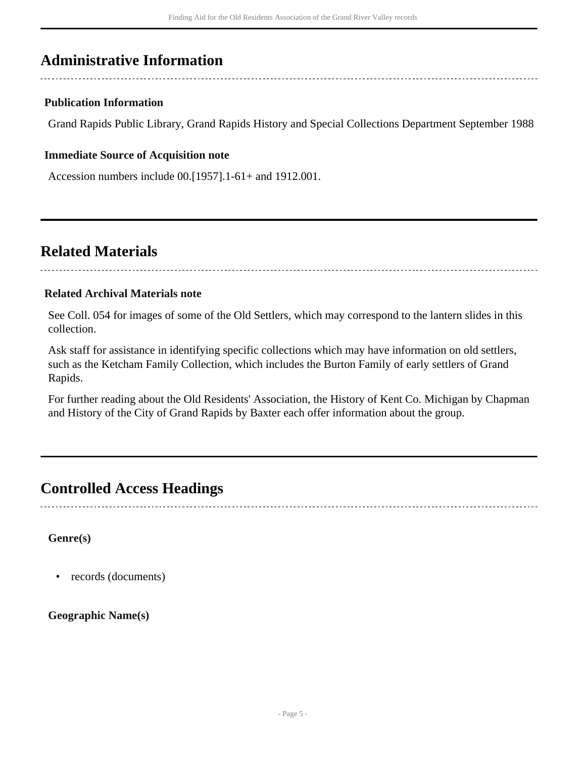## Administrative Information

### Publication Information

Grand Rapids Public Library, Grand Rapids History and Special Collections Department September 1988

### Immediate Source of Acquisition note

Accession numbers include 00.[1957].1-61+ and 1912.001.

## Related Materials

### Related Archival Materials note

See Coll. 054 for images of some of the Old Settlers, which may correspond to the lantern slides in this collection.

Ask staff for assistance in identifying specific collections which may have information on old settlers, such as the Ketcham Family Collection, which includes the Burton Family of early settlers of Grand Rapids.

For further reading about the Old Residents' Association, the History of Kent Co. Michigan by Chapman and History of the City of Grand Rapids by Baxter each offer information about the group.

## Controlled Access Headings

**Genre(s)**

- records (documents)

**Geographic Name(s)**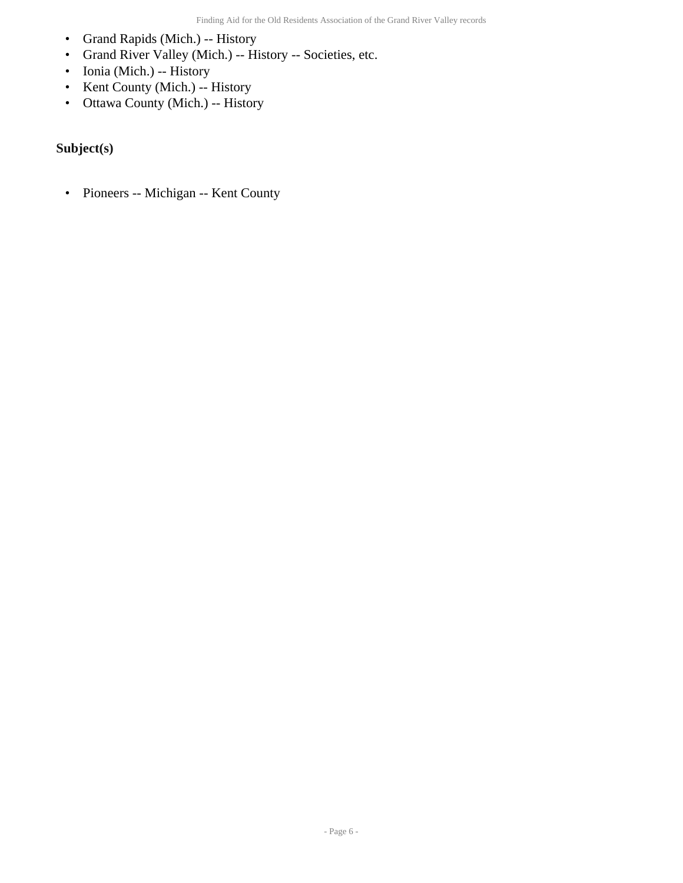- Grand Rapids (Mich.) -- History
- Grand River Valley (Mich.) -- History -- Societies, etc.
- Ionia (Mich.) -- History
- Kent County (Mich.) -- History
- Ottawa County (Mich.) -- History

### Subject(s)

- Pioneers -- Michigan -- Kent County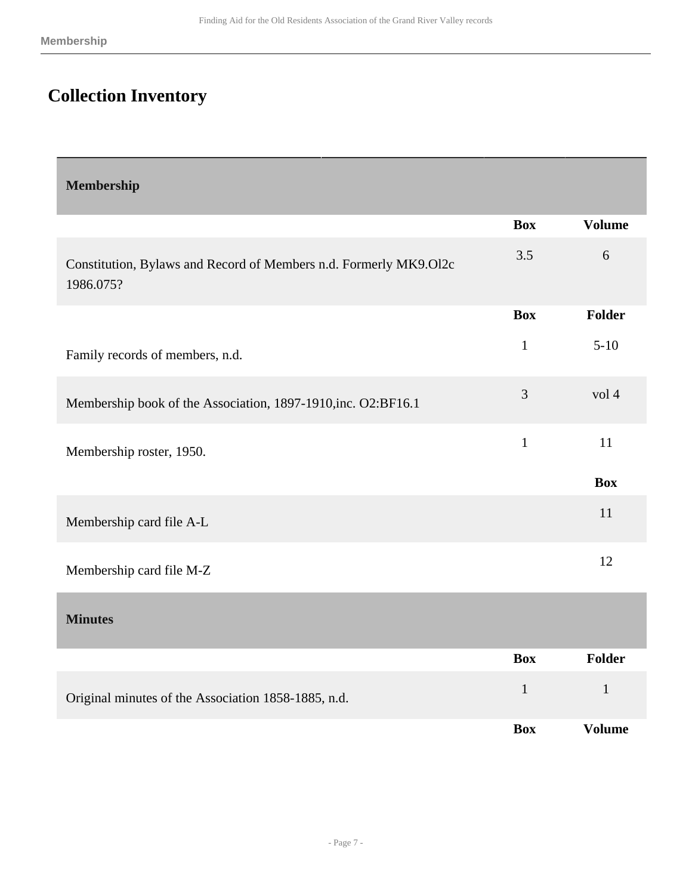# Collection Inventory

| Membership | | |
|---|---|---|
| | **Box** | **Volume** |
| Constitution, Bylaws and Record of Members n.d. Formerly MK9.Ol2c 1986.075? | 3.5 | 6 |
| | **Box** | **Folder** |
| Family records of members, n.d. | 1 | 5-10 |
| Membership book of the Association, 1897-1910,inc. O2:BF16.1 | 3 | vol 4 |
| Membership roster, 1950. | 1 | 11 |
| | | **Box** |
| Membership card file A-L | | 11 |
| Membership card file M-Z | | 12 |

| Minutes | | |
|---|---|---|
| | **Box** | **Folder** |
| Original minutes of the Association 1858-1885, n.d. | 1 | 1 |
| | **Box** | **Volume** |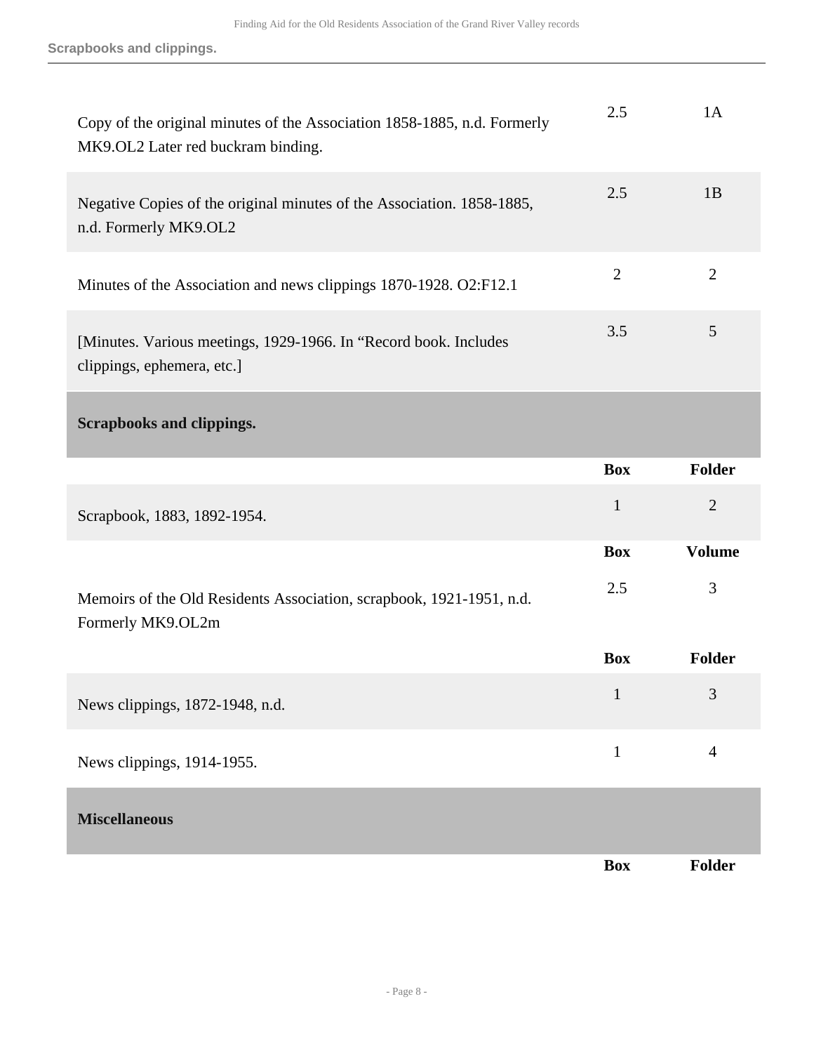| | | |
|---|---|---|
| Copy of the original minutes of the Association 1858-1885, n.d. Formerly MK9.OL2 Later red buckram binding. | 2.5 | 1A |
| Negative Copies of the original minutes of the Association. 1858-1885, n.d. Formerly MK9.OL2 | 2.5 | 1B |
| Minutes of the Association and news clippings 1870-1928. O2:F12.1 | 2 | 2 |
| [Minutes. Various meetings, 1929-1966. In “Record book. Includes clippings, ephemera, etc.] | 3.5 | 5 |

## Scrapbooks and clippings.

| | Box | Folder |
|---|---|---|
| Scrapbook, 1883, 1892-1954. | 1 | 2 |

| | Box | Volume |
|---|---|---|
| Memoirs of the Old Residents Association, scrapbook, 1921-1951, n.d. Formerly MK9.OL2m | 2.5 | 3 |

| | Box | Folder |
|---|---|---|
| News clippings, 1872-1948, n.d. | 1 | 3 |
| News clippings, 1914-1955. | 1 | 4 |

## Miscellaneous

| | Box | Folder |
|---|---|---|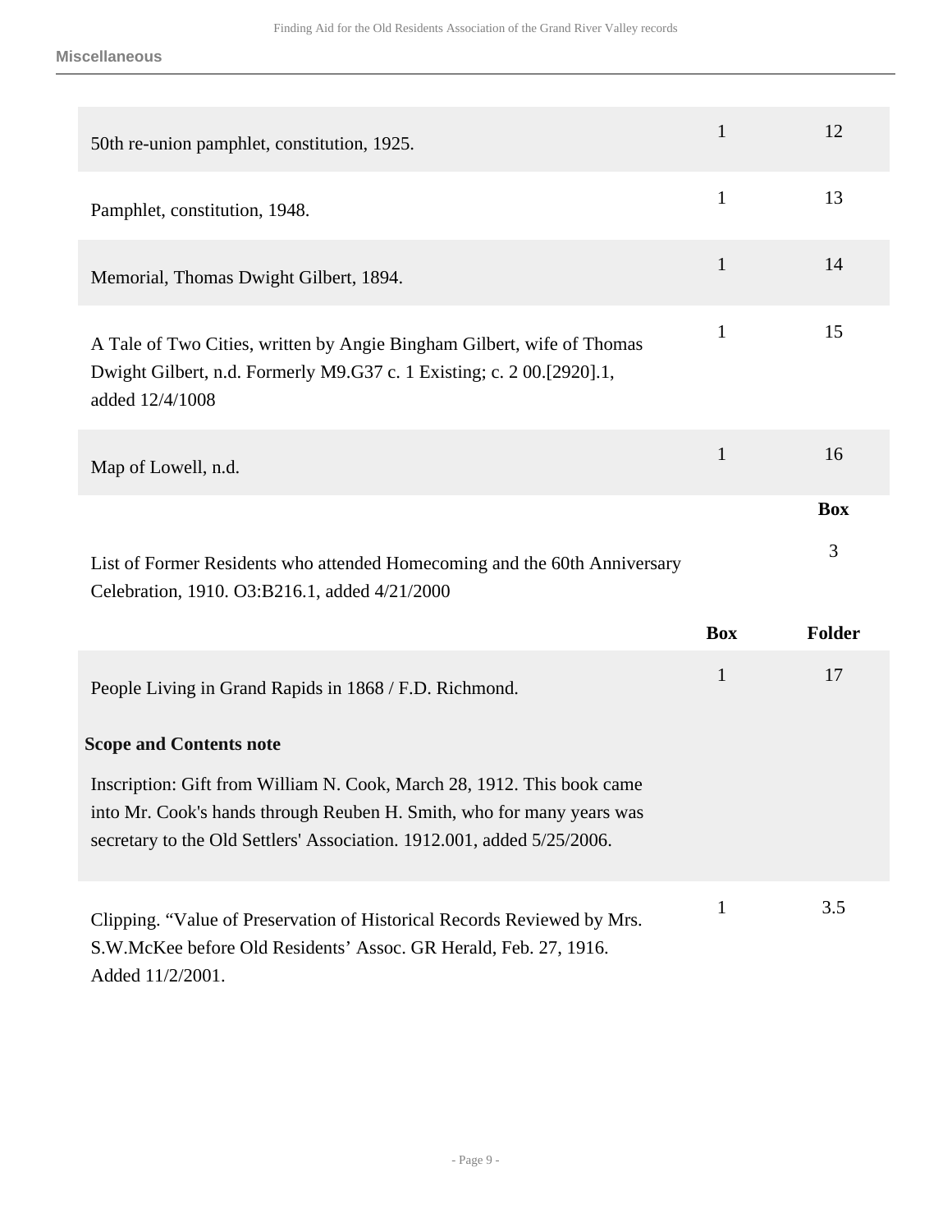### Miscellaneous

| | Box | Folder |
|---|---|---|
| 50th re-union pamphlet, constitution, 1925. | 1 | 12 |
| Pamphlet, constitution, 1948. | 1 | 13 |
| Memorial, Thomas Dwight Gilbert, 1894. | 1 | 14 |
| A Tale of Two Cities, written by Angie Bingham Gilbert, wife of Thomas Dwight Gilbert, n.d. Formerly M9.G37 c. 1 Existing; c. 2 00.[2920].1, added 12/4/1008 | 1 | 15 |
| Map of Lowell, n.d. | 1 | 16 |

| | Box |
|---|---|
| List of Former Residents who attended Homecoming and the 60th Anniversary Celebration, 1910. O3:B216.1, added 4/21/2000 | 3 |

| | Box | Folder |
|---|---|---|
| People Living in Grand Rapids in 1868 / F.D. Richmond.<br><br>**Scope and Contents note**<br><br>Inscription: Gift from William N. Cook, March 28, 1912. This book came into Mr. Cook's hands through Reuben H. Smith, who for many years was secretary to the Old Settlers' Association. 1912.001, added 5/25/2006. | 1 | 17 |
| Clipping. "Value of Preservation of Historical Records Reviewed by Mrs. S.W.McKee before Old Residents' Assoc. GR Herald, Feb. 27, 1916. Added 11/2/2001. | 1 | 3.5 |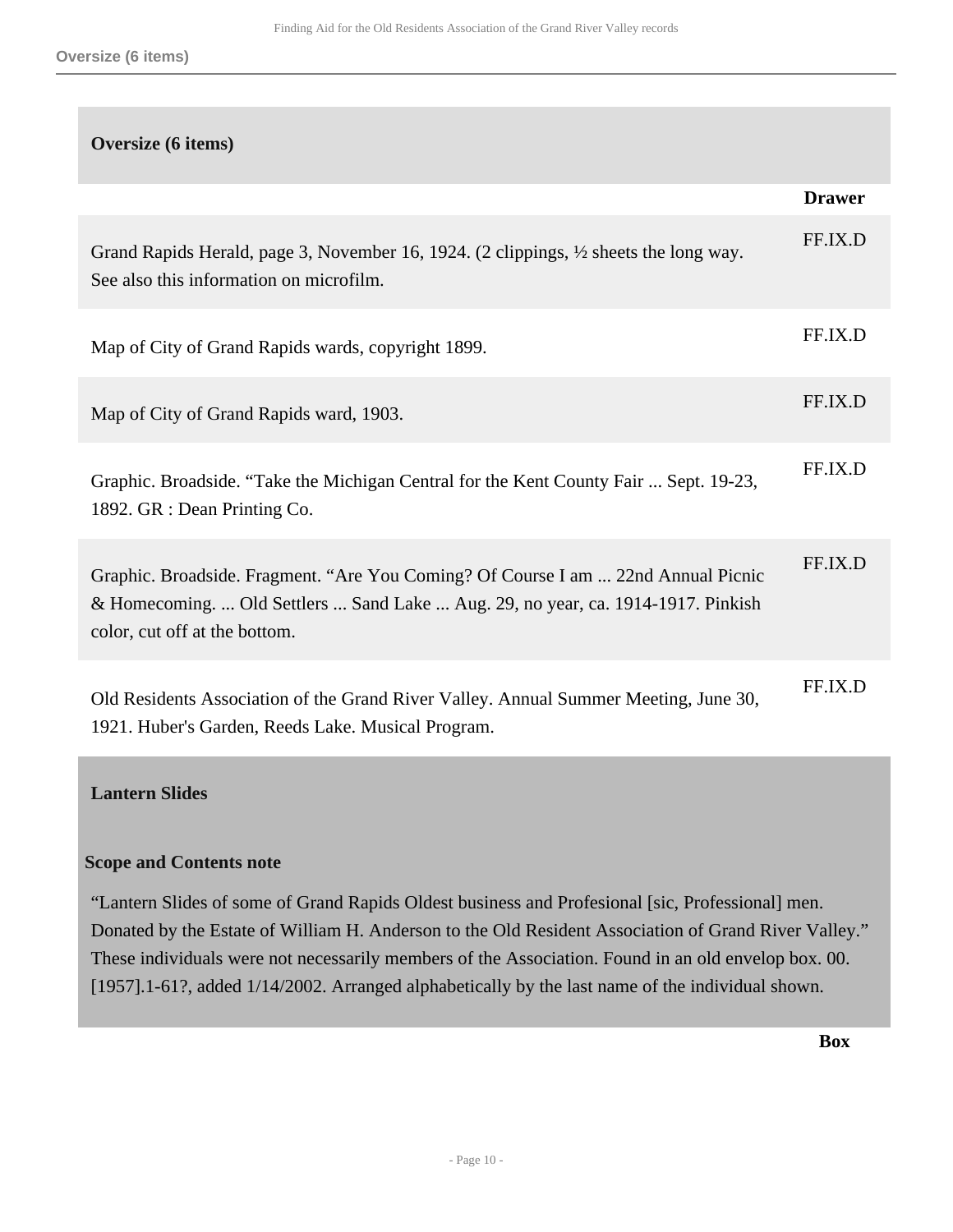## Oversize (6 items)

| | Drawer |
|---|---|
| Grand Rapids Herald, page 3, November 16, 1924. (2 clippings, ½ sheets the long way. See also this information on microfilm. | FF.IX.D |
| Map of City of Grand Rapids wards, copyright 1899. | FF.IX.D |
| Map of City of Grand Rapids ward, 1903. | FF.IX.D |
| Graphic. Broadside. “Take the Michigan Central for the Kent County Fair ... Sept. 19-23, 1892. GR : Dean Printing Co. | FF.IX.D |
| Graphic. Broadside. Fragment. “Are You Coming? Of Course I am ... 22nd Annual Picnic & Homecoming. ... Old Settlers ... Sand Lake ... Aug. 29, no year, ca. 1914-1917. Pinkish color, cut off at the bottom. | FF.IX.D |
| Old Residents Association of the Grand River Valley. Annual Summer Meeting, June 30, 1921. Huber's Garden, Reeds Lake. Musical Program. | FF.IX.D |

## Lantern Slides

**Scope and Contents note**

“Lantern Slides of some of Grand Rapids Oldest business and Profesional [sic, Professional] men. Donated by the Estate of William H. Anderson to the Old Resident Association of Grand River Valley.” These individuals were not necessarily members of the Association. Found in an old envelop box. 00.[1957].1-61?, added 1/14/2002. Arranged alphabetically by the last name of the individual shown.

| | Box |
|---|---|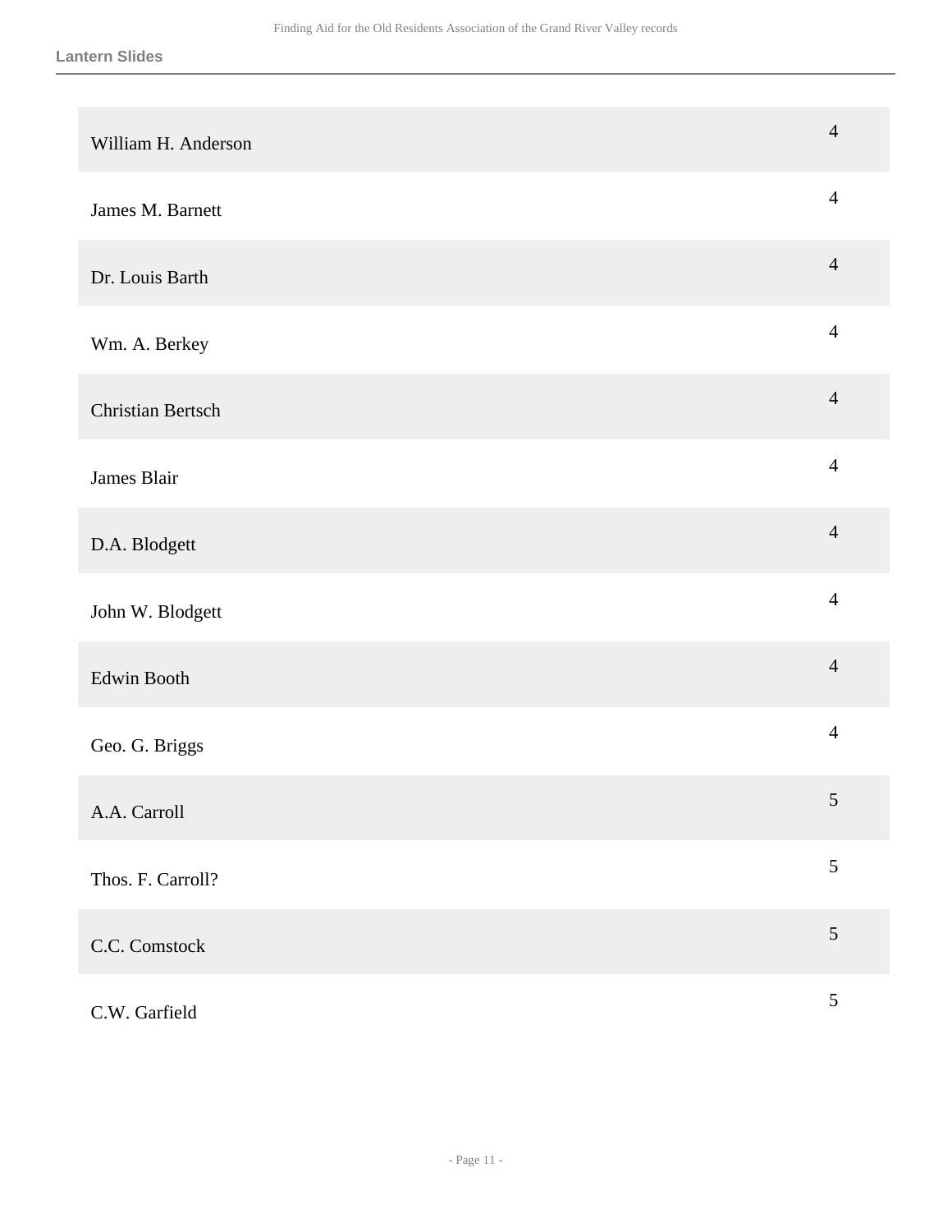| | |
|---|---|
| William H. Anderson | 4 |
| James M. Barnett | 4 |
| Dr. Louis Barth | 4 |
| Wm. A. Berkey | 4 |
| Christian Bertsch | 4 |
| James Blair | 4 |
| D.A. Blodgett | 4 |
| John W. Blodgett | 4 |
| Edwin Booth | 4 |
| Geo. G. Briggs | 4 |
| A.A. Carroll | 5 |
| Thos. F. Carroll? | 5 |
| C.C. Comstock | 5 |
| C.W. Garfield | 5 |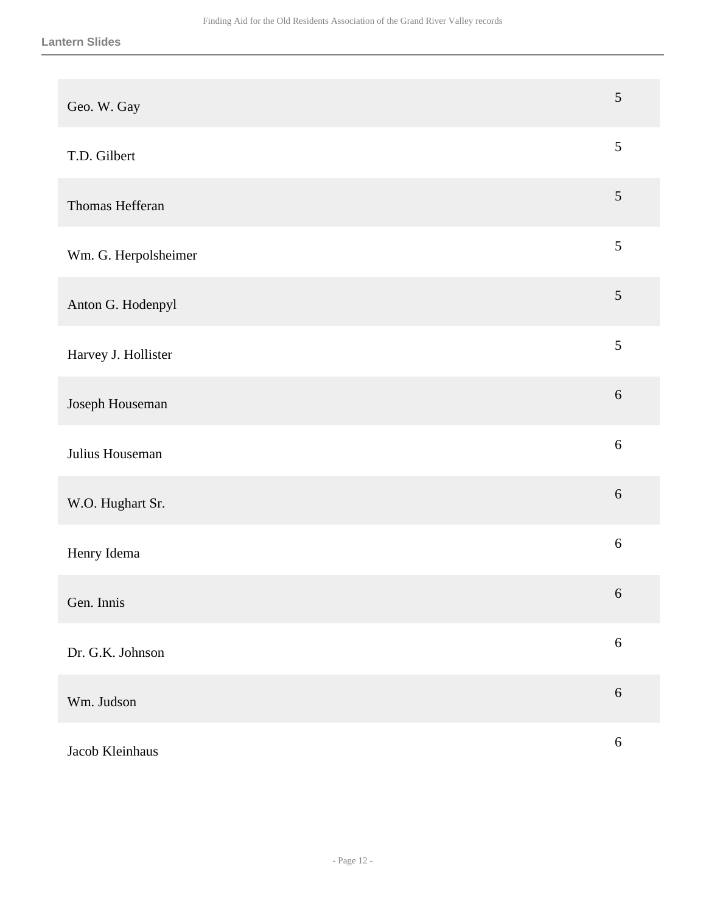| | |
|---|---|
| Geo. W. Gay | 5 |
| T.D. Gilbert | 5 |
| Thomas Hefferan | 5 |
| Wm. G. Herpolsheimer | 5 |
| Anton G. Hodenpyl | 5 |
| Harvey J. Hollister | 5 |
| Joseph Houseman | 6 |
| Julius Houseman | 6 |
| W.O. Hughart Sr. | 6 |
| Henry Idema | 6 |
| Gen. Innis | 6 |
| Dr. G.K. Johnson | 6 |
| Wm. Judson | 6 |
| Jacob Kleinhaus | 6 |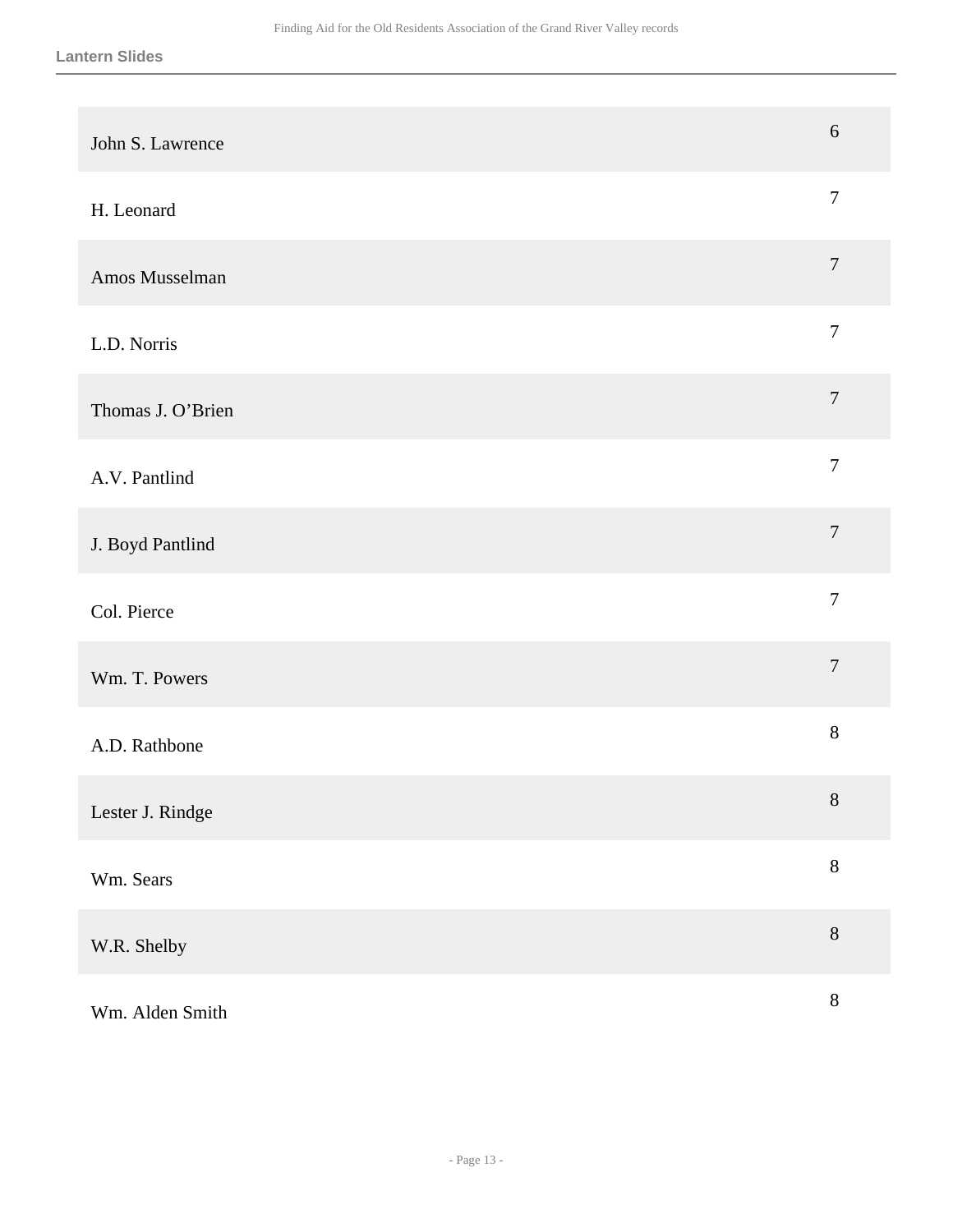| | |
|---|---|
| John S. Lawrence | 6 |
| H. Leonard | 7 |
| Amos Musselman | 7 |
| L.D. Norris | 7 |
| Thomas J. O’Brien | 7 |
| A.V. Pantlind | 7 |
| J. Boyd Pantlind | 7 |
| Col. Pierce | 7 |
| Wm. T. Powers | 7 |
| A.D. Rathbone | 8 |
| Lester J. Rindge | 8 |
| Wm. Sears | 8 |
| W.R. Shelby | 8 |
| Wm. Alden Smith | 8 |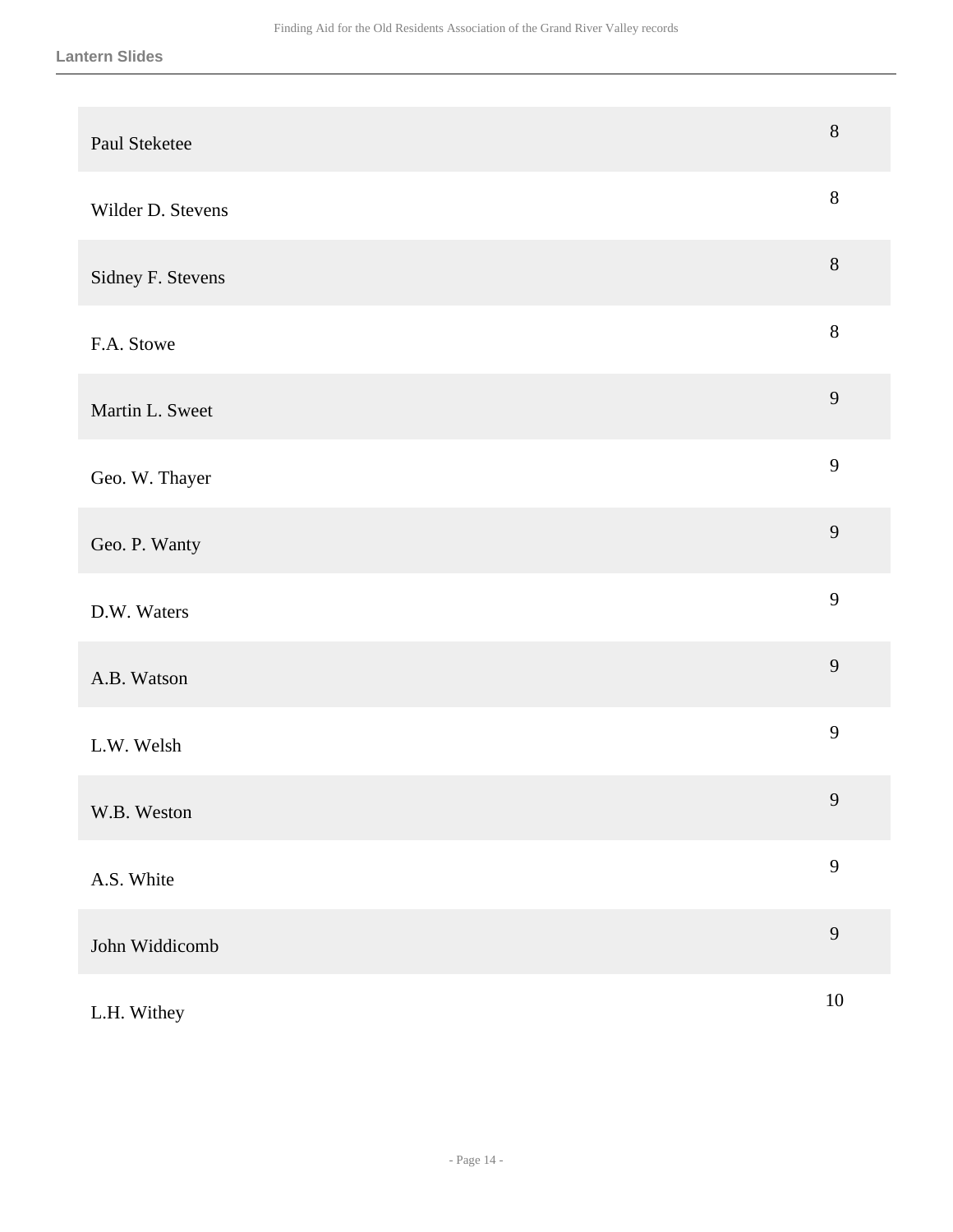| | |
|---|---|
| Paul Steketee | 8 |
| Wilder D. Stevens | 8 |
| Sidney F. Stevens | 8 |
| F.A. Stowe | 8 |
| Martin L. Sweet | 9 |
| Geo. W. Thayer | 9 |
| Geo. P. Wanty | 9 |
| D.W. Waters | 9 |
| A.B. Watson | 9 |
| L.W. Welsh | 9 |
| W.B. Weston | 9 |
| A.S. White | 9 |
| John Widdicomb | 9 |
| L.H. Withey | 10 |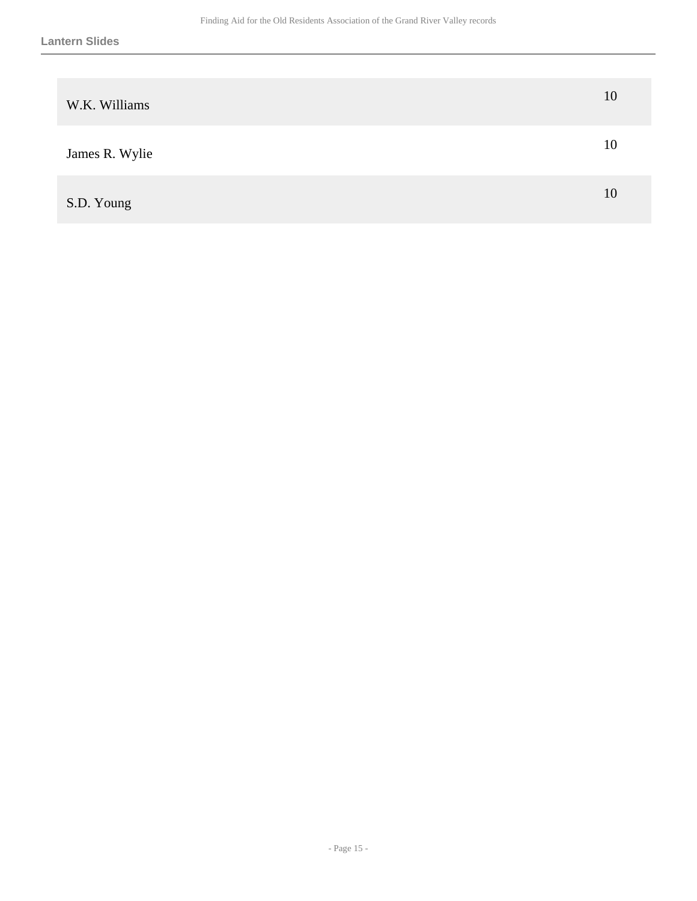Lantern Slides

| | |
|---|---|
| W.K. Williams | 10 |
| James R. Wylie | 10 |
| S.D. Young | 10 |